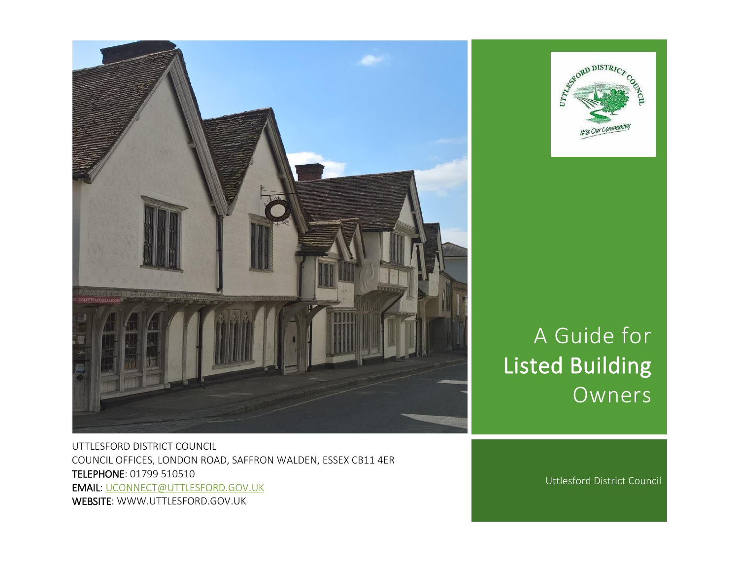# A Guide for Listed Building Owners

Uttlesford District Council

UTTLESFORD DISTRICT COUNCIL
COUNCIL OFFICES, LONDON ROAD, SAFFRON WALDEN, ESSEX CB11 4ER
**TELEPHONE**: 01799 510510
**EMAIL**: UCONNECT@UTTLESFORD.GOV.UK
**WEBSITE**: WWW.UTTLESFORD.GOV.UK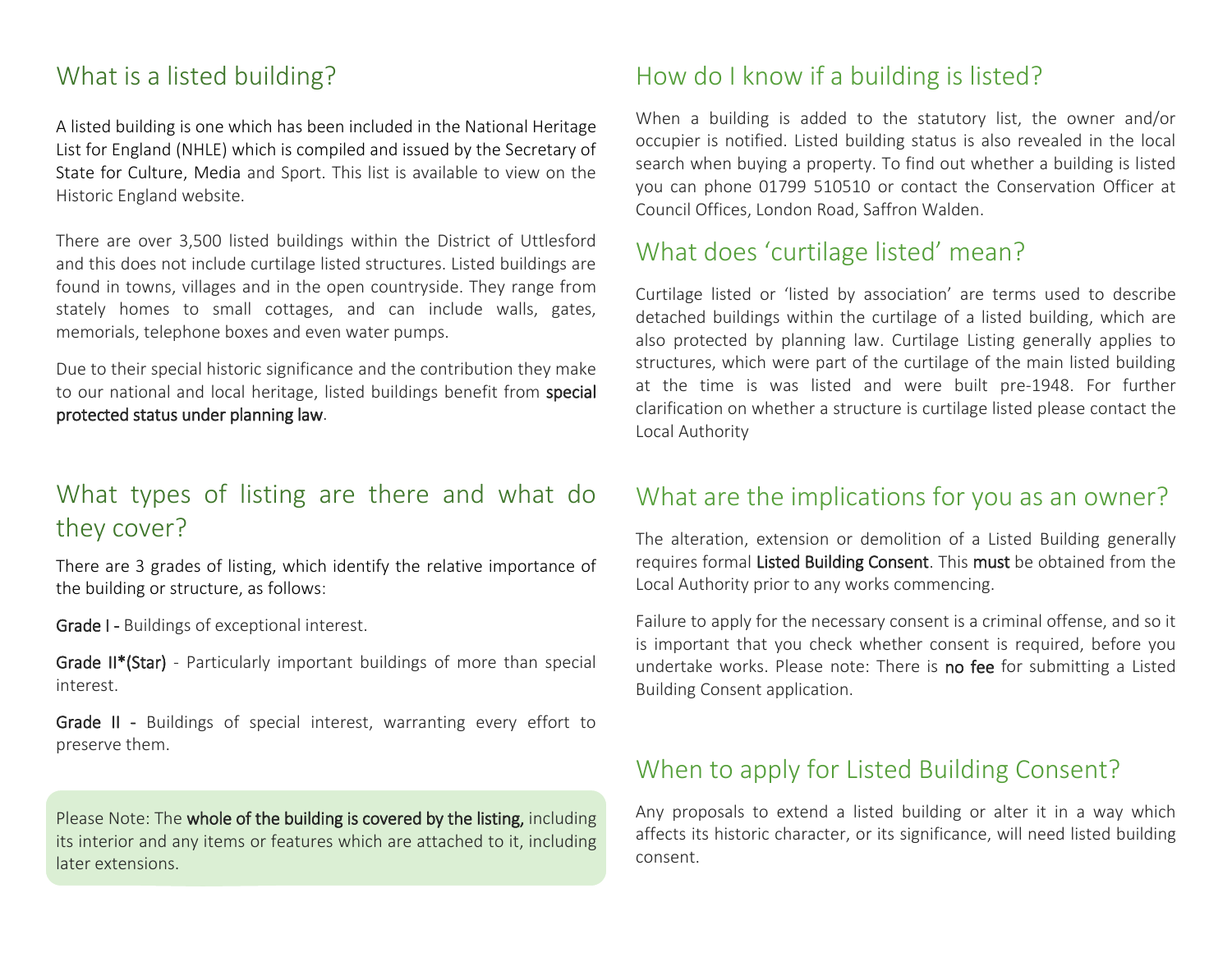## What is a listed building?

A listed building is one which has been included in the National Heritage List for England (NHLE) which is compiled and issued by the Secretary of State for Culture, Media and Sport. This list is available to view on the Historic England website.

There are over 3,500 listed buildings within the District of Uttlesford and this does not include curtilage listed structures. Listed buildings are found in towns, villages and in the open countryside. They range from stately homes to small cottages, and can include walls, gates, memorials, telephone boxes and even water pumps.

Due to their special historic significance and the contribution they make to our national and local heritage, listed buildings benefit from **special protected status under planning law**.

## What types of listing are there and what do they cover?

There are 3 grades of listing, which identify the relative importance of the building or structure, as follows:

**Grade I -** Buildings of exceptional interest.

**Grade II*(Star)** - Particularly important buildings of more than special interest.

**Grade II -** Buildings of special interest, warranting every effort to preserve them.

Please Note: The **whole of the building is covered by the listing,** including its interior and any items or features which are attached to it, including later extensions.

## How do I know if a building is listed?

When a building is added to the statutory list, the owner and/or occupier is notified. Listed building status is also revealed in the local search when buying a property. To find out whether a building is listed you can phone 01799 510510 or contact the Conservation Officer at Council Offices, London Road, Saffron Walden.

## What does 'curtilage listed' mean?

Curtilage listed or 'listed by association' are terms used to describe detached buildings within the curtilage of a listed building, which are also protected by planning law. Curtilage Listing generally applies to structures, which were part of the curtilage of the main listed building at the time is was listed and were built pre-1948. For further clarification on whether a structure is curtilage listed please contact the Local Authority

## What are the implications for you as an owner?

The alteration, extension or demolition of a Listed Building generally requires formal **Listed Building Consent**. This **must** be obtained from the Local Authority prior to any works commencing.

Failure to apply for the necessary consent is a criminal offense, and so it is important that you check whether consent is required, before you undertake works. Please note: There is **no fee** for submitting a Listed Building Consent application.

## When to apply for Listed Building Consent?

Any proposals to extend a listed building or alter it in a way which affects its historic character, or its significance, will need listed building consent.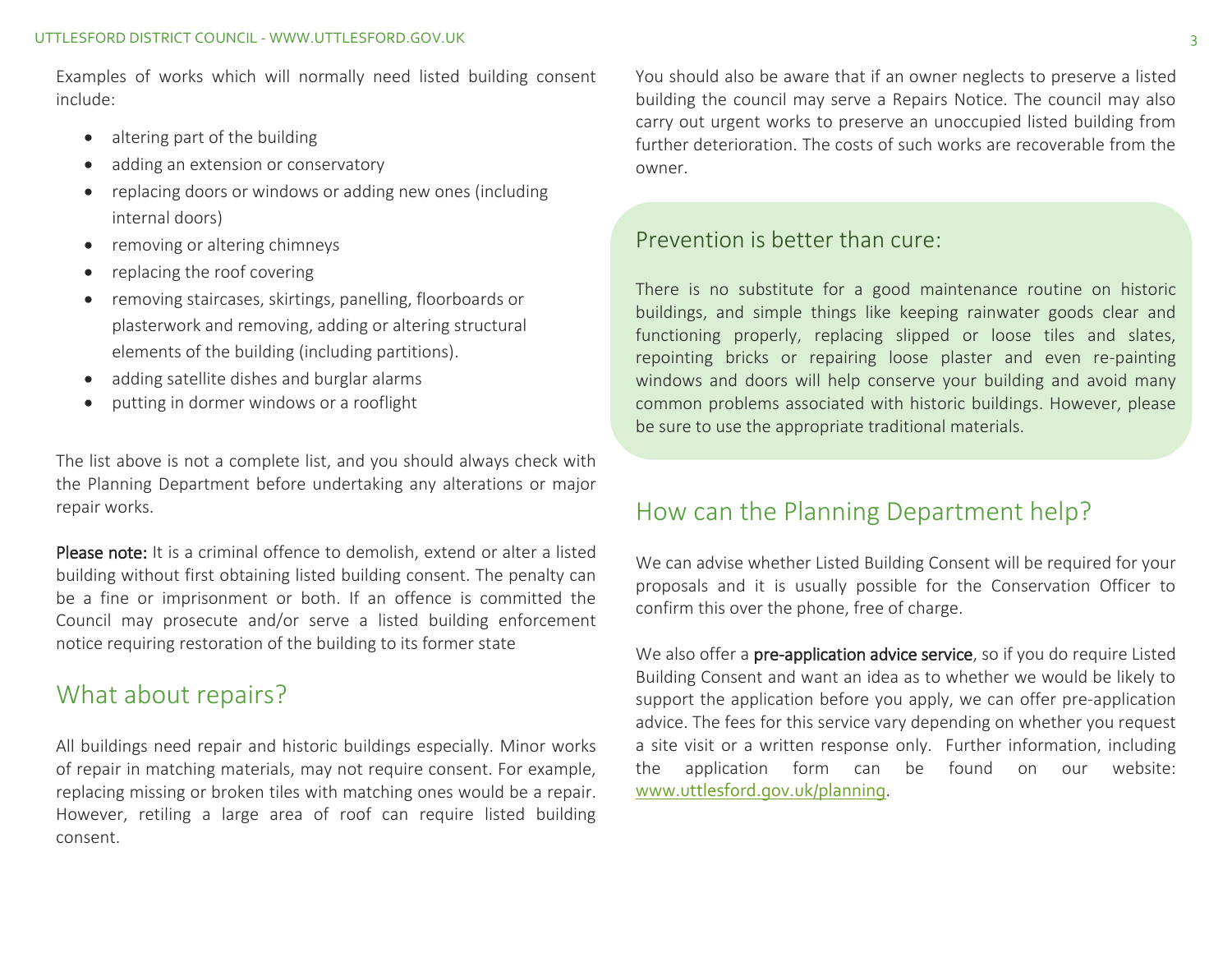Examples of works which will normally need listed building consent include:

- altering part of the building
- adding an extension or conservatory
- replacing doors or windows or adding new ones (including internal doors)
- removing or altering chimneys
- replacing the roof covering
- removing staircases, skirtings, panelling, floorboards or plasterwork and removing, adding or altering structural elements of the building (including partitions).
- adding satellite dishes and burglar alarms
- putting in dormer windows or a rooflight

The list above is not a complete list, and you should always check with the Planning Department before undertaking any alterations or major repair works.

**Please note:** It is a criminal offence to demolish, extend or alter a listed building without first obtaining listed building consent. The penalty can be a fine or imprisonment or both. If an offence is committed the Council may prosecute and/or serve a listed building enforcement notice requiring restoration of the building to its former state

## What about repairs?

All buildings need repair and historic buildings especially. Minor works of repair in matching materials, may not require consent. For example, replacing missing or broken tiles with matching ones would be a repair. However, retiling a large area of roof can require listed building consent.

You should also be aware that if an owner neglects to preserve a listed building the council may serve a Repairs Notice. The council may also carry out urgent works to preserve an unoccupied listed building from further deterioration. The costs of such works are recoverable from the owner.

### Prevention is better than cure:

There is no substitute for a good maintenance routine on historic buildings, and simple things like keeping rainwater goods clear and functioning properly, replacing slipped or loose tiles and slates, repointing bricks or repairing loose plaster and even re-painting windows and doors will help conserve your building and avoid many common problems associated with historic buildings. However, please be sure to use the appropriate traditional materials.

## How can the Planning Department help?

We can advise whether Listed Building Consent will be required for your proposals and it is usually possible for the Conservation Officer to confirm this over the phone, free of charge.

We also offer a **pre-application advice service**, so if you do require Listed Building Consent and want an idea as to whether we would be likely to support the application before you apply, we can offer pre-application advice. The fees for this service vary depending on whether you request a site visit or a written response only. Further information, including the application form can be found on our website: [www.uttlesford.gov.uk/planning](www.uttlesford.gov.uk/planning).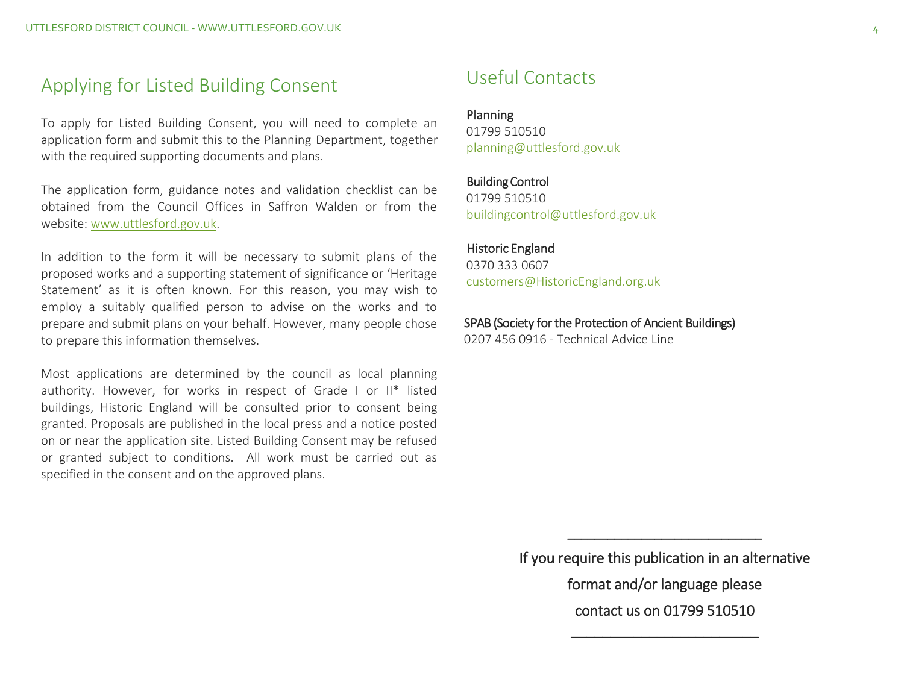## Applying for Listed Building Consent

To apply for Listed Building Consent, you will need to complete an application form and submit this to the Planning Department, together with the required supporting documents and plans.

The application form, guidance notes and validation checklist can be obtained from the Council Offices in Saffron Walden or from the website: www.uttlesford.gov.uk.

In addition to the form it will be necessary to submit plans of the proposed works and a supporting statement of significance or 'Heritage Statement' as it is often known. For this reason, you may wish to employ a suitably qualified person to advise on the works and to prepare and submit plans on your behalf. However, many people chose to prepare this information themselves.

Most applications are determined by the council as local planning authority. However, for works in respect of Grade I or II* listed buildings, Historic England will be consulted prior to consent being granted. Proposals are published in the local press and a notice posted on or near the application site. Listed Building Consent may be refused or granted subject to conditions. All work must be carried out as specified in the consent and on the approved plans.

## Useful Contacts

**Planning**
01799 510510
planning@uttlesford.gov.uk

**Building Control**
01799 510510
buildingcontrol@uttlesford.gov.uk

**Historic England**
0370 333 0607
customers@HistoricEngland.org.uk

**SPAB (Society for the Protection of Ancient Buildings)**
0207 456 0916 - Technical Advice Line

---

If you require this publication in an alternative format and/or language please contact us on 01799 510510

---